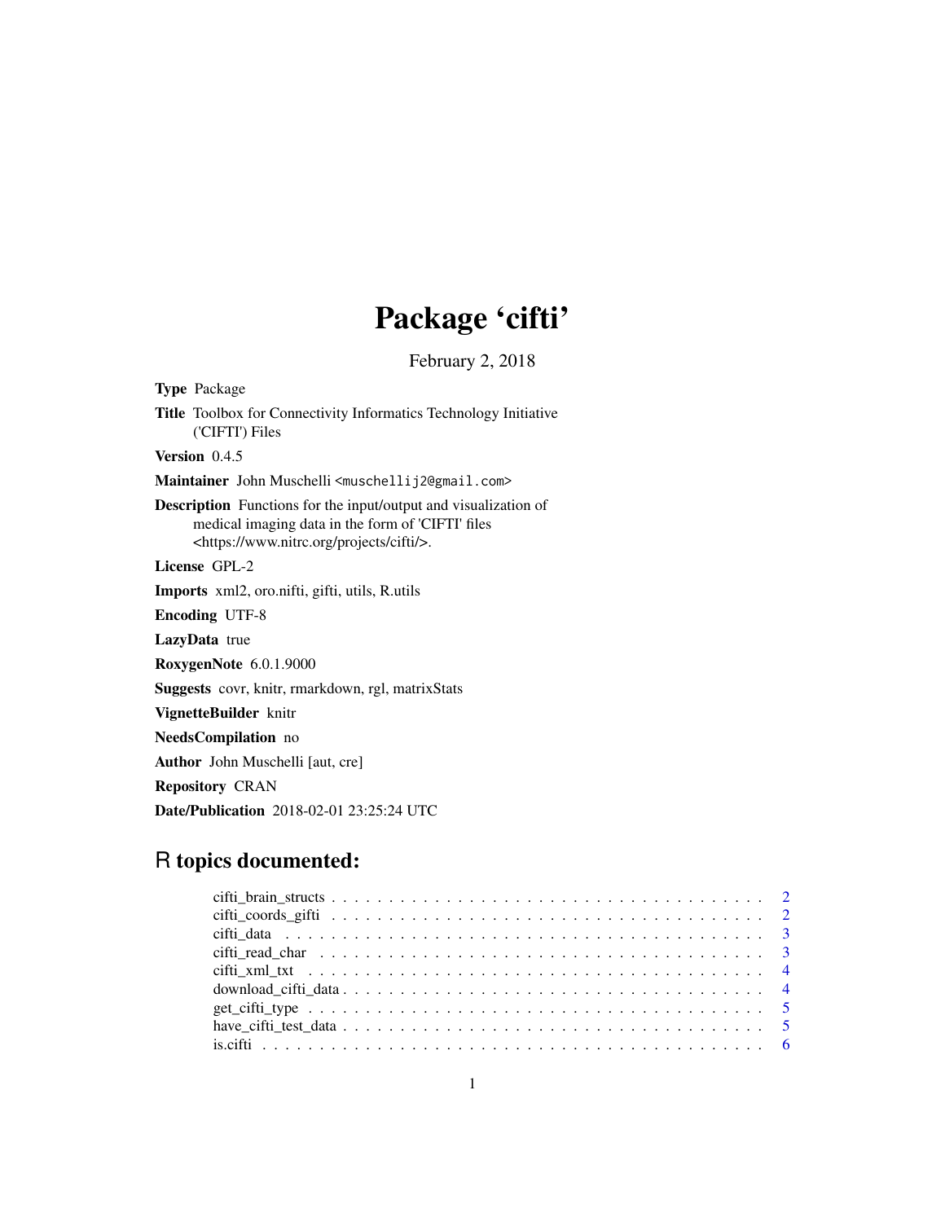# Package 'cifti'

February 2, 2018

**Type** Package

**Title** Toolbox for Connectivity Informatics Technology Initiative ('CIFTI') Files

**Version** 0.4.5

**Maintainer** John Muschelli <muschellij2@gmail.com>

**Description** Functions for the input/output and visualization of medical imaging data in the form of 'CIFTI' files <https://www.nitrc.org/projects/cifti/>.

**License** GPL-2

**Imports** xml2, oro.nifti, gifti, utils, R.utils

**Encoding** UTF-8

**LazyData** true

**RoxygenNote** 6.0.1.9000

**Suggests** covr, knitr, rmarkdown, rgl, matrixStats

**VignetteBuilder** knitr

**NeedsCompilation** no

**Author** John Muschelli [aut, cre]

**Repository** CRAN

**Date/Publication** 2018-02-01 23:25:24 UTC

## R topics documented:

- cifti_brain_structs . . . . . . . . . . . . . . . . . . . . . . . . . . . . . . . . . . . . . . 2
- cifti_coords_gifti . . . . . . . . . . . . . . . . . . . . . . . . . . . . . . . . . . . . . . 2
- cifti_data . . . . . . . . . . . . . . . . . . . . . . . . . . . . . . . . . . . . . . . . . . 3
- cifti_read_char . . . . . . . . . . . . . . . . . . . . . . . . . . . . . . . . . . . . . . . 3
- cifti_xml_txt . . . . . . . . . . . . . . . . . . . . . . . . . . . . . . . . . . . . . . . . 4
- download_cifti_data . . . . . . . . . . . . . . . . . . . . . . . . . . . . . . . . . . . . 4
- get_cifti_type . . . . . . . . . . . . . . . . . . . . . . . . . . . . . . . . . . . . . . . . 5
- have_cifti_test_data . . . . . . . . . . . . . . . . . . . . . . . . . . . . . . . . . . . . 5
- is.cifti . . . . . . . . . . . . . . . . . . . . . . . . . . . . . . . . . . . . . . . . . . . 6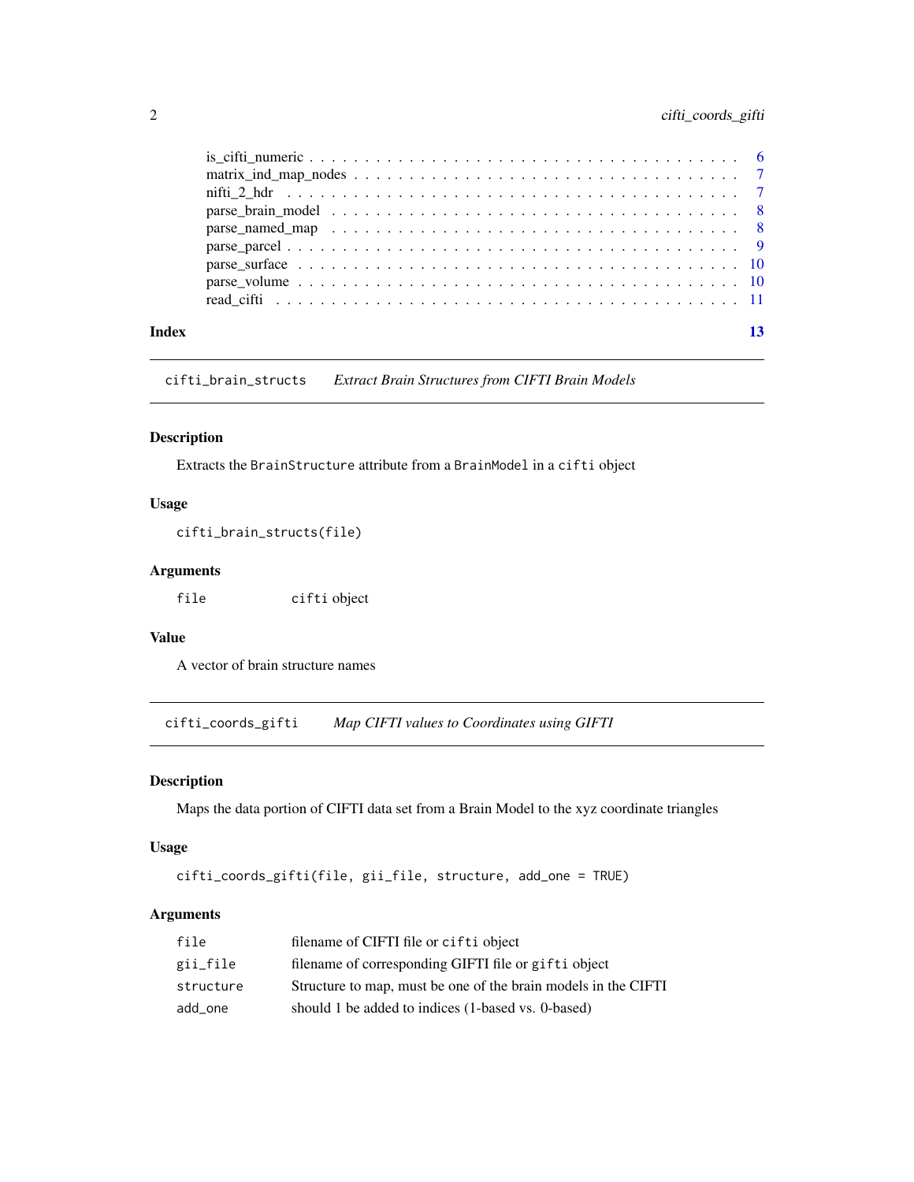is_cifti_numeric . . . . . . . . . . . . . . . . . . . . . . . . . . . . . . . . . . . . 6
matrix_ind_map_nodes . . . . . . . . . . . . . . . . . . . . . . . . . . . . . . . . . 7
nifti_2_hdr . . . . . . . . . . . . . . . . . . . . . . . . . . . . . . . . . . . . . . 7
parse_brain_model . . . . . . . . . . . . . . . . . . . . . . . . . . . . . . . . . . 8
parse_named_map . . . . . . . . . . . . . . . . . . . . . . . . . . . . . . . . . . 8
parse_parcel . . . . . . . . . . . . . . . . . . . . . . . . . . . . . . . . . . . . . 9
parse_surface . . . . . . . . . . . . . . . . . . . . . . . . . . . . . . . . . . . . 10
parse_volume . . . . . . . . . . . . . . . . . . . . . . . . . . . . . . . . . . . . 10
read_cifti . . . . . . . . . . . . . . . . . . . . . . . . . . . . . . . . . . . . . . 11

**Index** 13

---

## cifti_brain_structs — *Extract Brain Structures from CIFTI Brain Models*

### Description

Extracts the `BrainStructure` attribute from a `BrainModel` in a `cifti` object

### Usage

```
cifti_brain_structs(file)
```

### Arguments

| | |
|---|---|
| `file` | `cifti` object |

### Value

A vector of brain structure names

---

## cifti_coords_gifti — *Map CIFTI values to Coordinates using GIFTI*

### Description

Maps the data portion of CIFTI data set from a Brain Model to the xyz coordinate triangles

### Usage

```
cifti_coords_gifti(file, gii_file, structure, add_one = TRUE)
```

### Arguments

| | |
|---|---|
| `file` | filename of CIFTI file or `cifti` object |
| `gii_file` | filename of corresponding GIFTI file or `gifti` object |
| `structure` | Structure to map, must be one of the brain models in the CIFTI |
| `add_one` | should 1 be added to indices (1-based vs. 0-based) |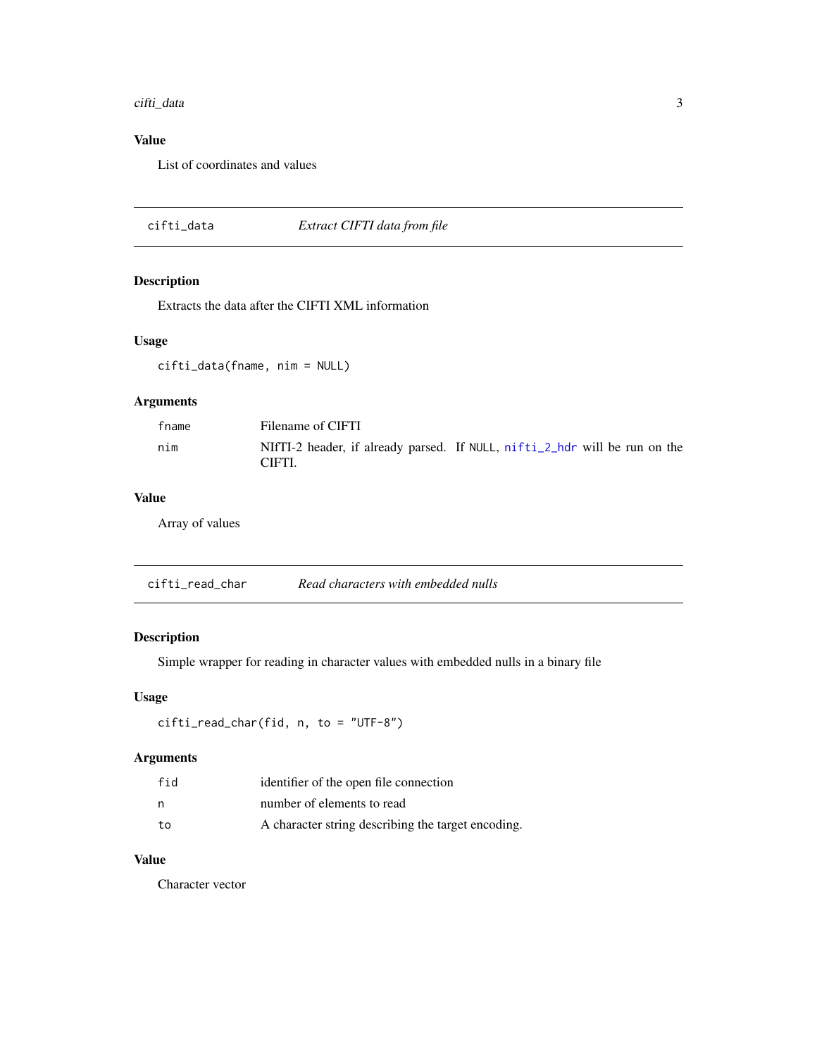## Value

List of coordinates and values

---

## cifti_data — *Extract CIFTI data from file*

### Description

Extracts the data after the CIFTI XML information

### Usage

```
cifti_data(fname, nim = NULL)
```

### Arguments

| | |
|---|---|
| `fname` | Filename of CIFTI |
| `nim` | NIfTI-2 header, if already parsed. If `NULL`, `nifti_2_hdr` will be run on the CIFTI. |

### Value

Array of values

---

## cifti_read_char — *Read characters with embedded nulls*

### Description

Simple wrapper for reading in character values with embedded nulls in a binary file

### Usage

```
cifti_read_char(fid, n, to = "UTF-8")
```

### Arguments

| | |
|---|---|
| `fid` | identifier of the open file connection |
| `n` | number of elements to read |
| `to` | A character string describing the target encoding. |

### Value

Character vector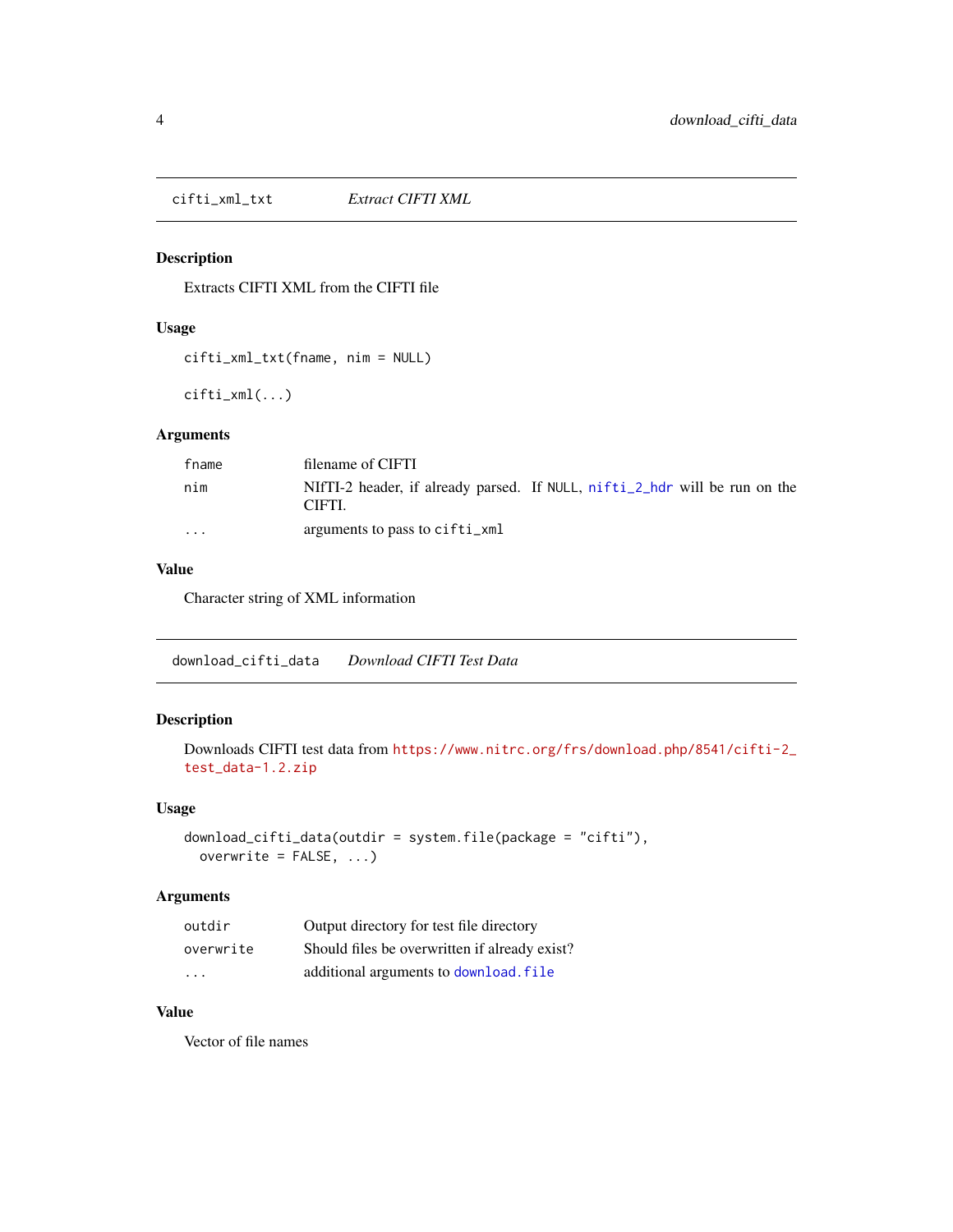## cifti_xml_txt    *Extract CIFTI XML*

### Description

Extracts CIFTI XML from the CIFTI file

### Usage

```
cifti_xml_txt(fname, nim = NULL)

cifti_xml(...)
```

### Arguments

| | |
|---|---|
| fname | filename of CIFTI |
| nim | NIfTI-2 header, if already parsed. If NULL, nifti_2_hdr will be run on the CIFTI. |
| ... | arguments to pass to cifti_xml |

### Value

Character string of XML information

## download_cifti_data    *Download CIFTI Test Data*

### Description

Downloads CIFTI test data from https://www.nitrc.org/frs/download.php/8541/cifti-2_test_data-1.2.zip

### Usage

```
download_cifti_data(outdir = system.file(package = "cifti"),
  overwrite = FALSE, ...)
```

### Arguments

| | |
|---|---|
| outdir | Output directory for test file directory |
| overwrite | Should files be overwritten if already exist? |
| ... | additional arguments to download.file |

### Value

Vector of file names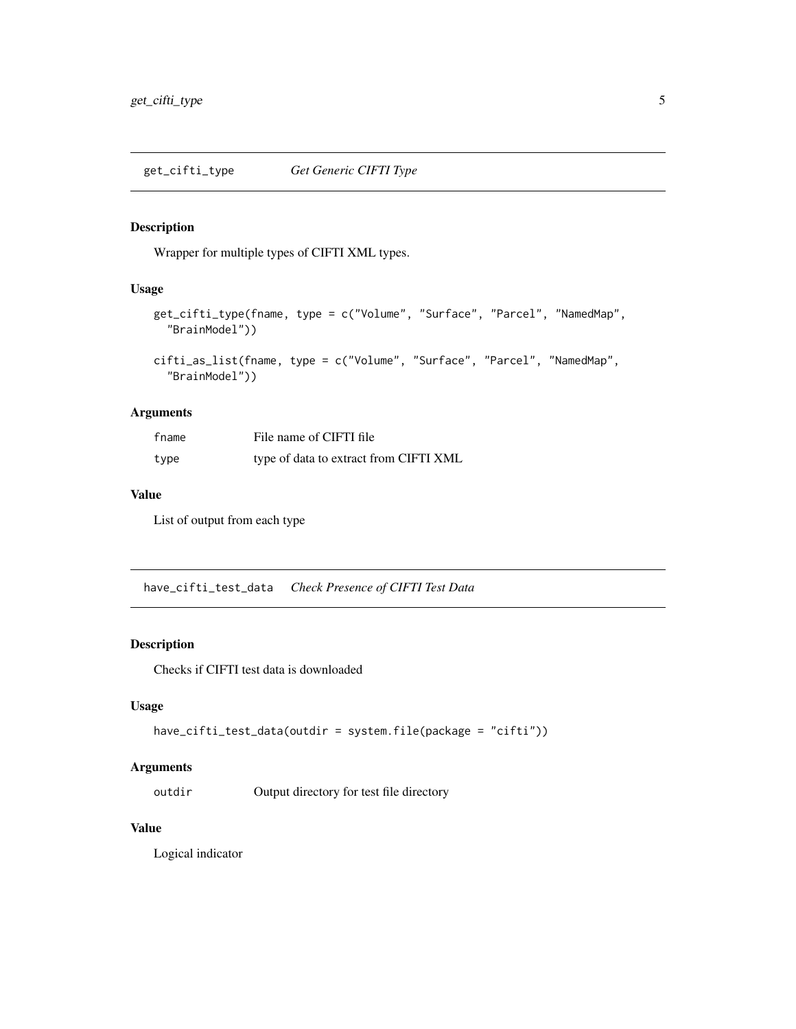## get_cifti_type — *Get Generic CIFTI Type*

### Description

Wrapper for multiple types of CIFTI XML types.

### Usage

```
get_cifti_type(fname, type = c("Volume", "Surface", "Parcel", "NamedMap",
  "BrainModel"))

cifti_as_list(fname, type = c("Volume", "Surface", "Parcel", "NamedMap",
  "BrainModel"))
```

### Arguments

| | |
|---|---|
| `fname` | File name of CIFTI file |
| `type` | type of data to extract from CIFTI XML |

### Value

List of output from each type

## have_cifti_test_data — *Check Presence of CIFTI Test Data*

### Description

Checks if CIFTI test data is downloaded

### Usage

```
have_cifti_test_data(outdir = system.file(package = "cifti"))
```

### Arguments

| | |
|---|---|
| `outdir` | Output directory for test file directory |

### Value

Logical indicator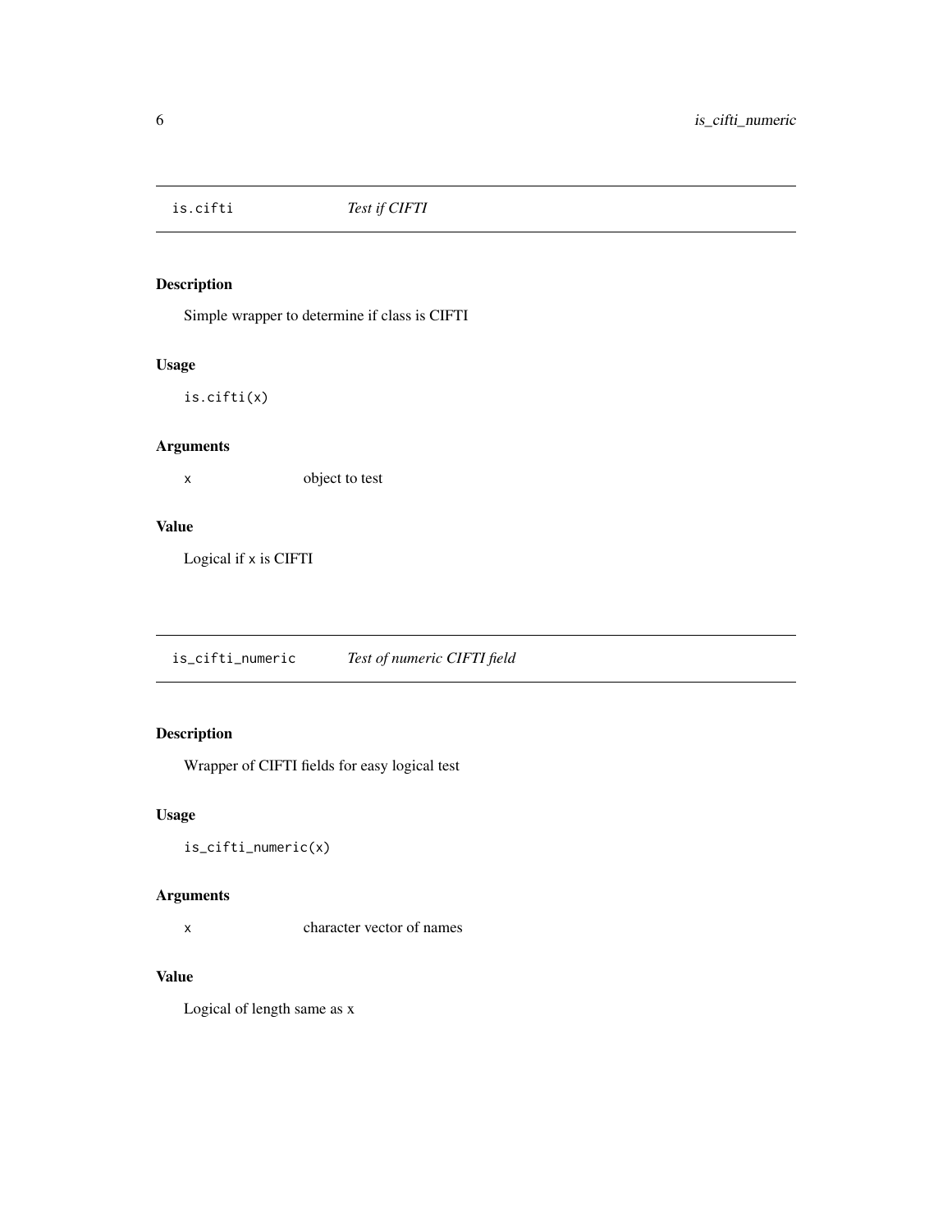## is.cifti — *Test if CIFTI*

### Description

Simple wrapper to determine if class is CIFTI

### Usage

```
is.cifti(x)
```

### Arguments

| | |
|---|---|
| x | object to test |

### Value

Logical if x is CIFTI

## is_cifti_numeric — *Test of numeric CIFTI field*

### Description

Wrapper of CIFTI fields for easy logical test

### Usage

```
is_cifti_numeric(x)
```

### Arguments

| | |
|---|---|
| x | character vector of names |

### Value

Logical of length same as x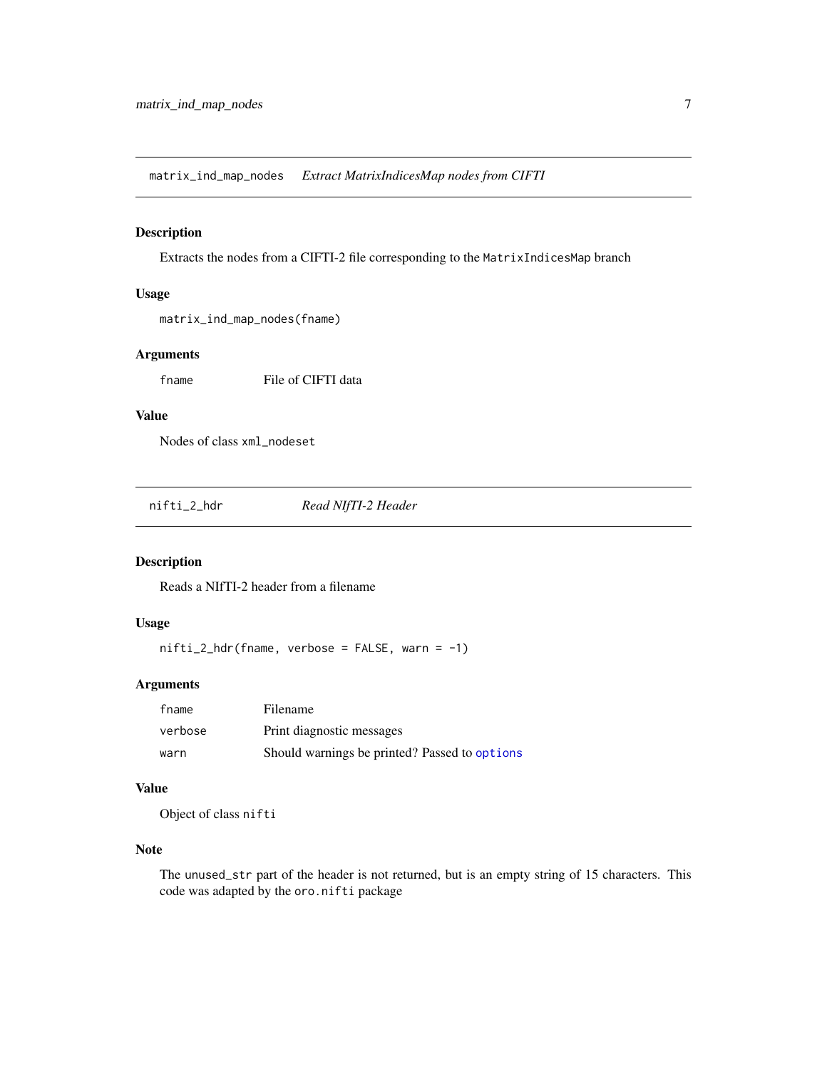## matrix_ind_map_nodes *Extract MatrixIndicesMap nodes from CIFTI*

### Description

Extracts the nodes from a CIFTI-2 file corresponding to the `MatrixIndicesMap` branch

### Usage

```
matrix_ind_map_nodes(fname)
```

### Arguments

| | |
|---|---|
| `fname` | File of CIFTI data |

### Value

Nodes of class `xml_nodeset`

## nifti_2_hdr *Read NIfTI-2 Header*

### Description

Reads a NIfTI-2 header from a filename

### Usage

```
nifti_2_hdr(fname, verbose = FALSE, warn = -1)
```

### Arguments

| | |
|---|---|
| `fname` | Filename |
| `verbose` | Print diagnostic messages |
| `warn` | Should warnings be printed? Passed to `options` |

### Value

Object of class `nifti`

### Note

The `unused_str` part of the header is not returned, but is an empty string of 15 characters. This code was adapted by the `oro.nifti` package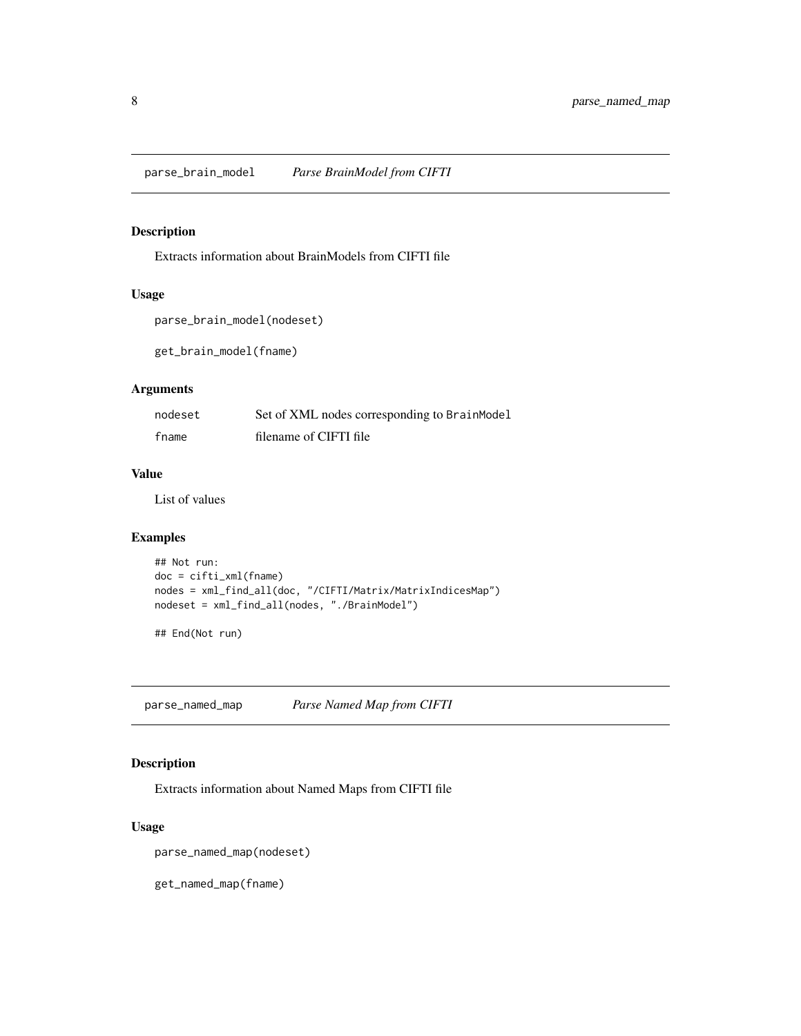## parse_brain_model *Parse BrainModel from CIFTI*

### Description

Extracts information about BrainModels from CIFTI file

### Usage

```
parse_brain_model(nodeset)

get_brain_model(fname)
```

### Arguments

| | |
|---|---|
| nodeset | Set of XML nodes corresponding to BrainModel |
| fname | filename of CIFTI file |

### Value

List of values

### Examples

```
## Not run:
doc = cifti_xml(fname)
nodes = xml_find_all(doc, "/CIFTI/Matrix/MatrixIndicesMap")
nodeset = xml_find_all(nodes, "./BrainModel")

## End(Not run)
```

## parse_named_map *Parse Named Map from CIFTI*

### Description

Extracts information about Named Maps from CIFTI file

### Usage

```
parse_named_map(nodeset)

get_named_map(fname)
```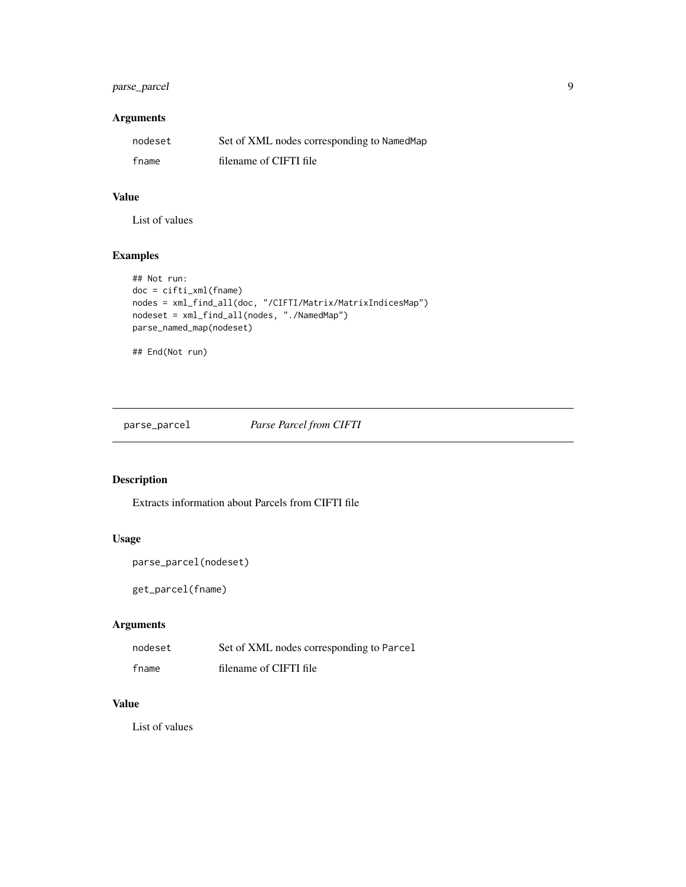### Arguments

| | |
|---|---|
| nodeset | Set of XML nodes corresponding to `NamedMap` |
| fname | filename of CIFTI file |

### Value

List of values

### Examples

```
## Not run:
doc = cifti_xml(fname)
nodes = xml_find_all(doc, "/CIFTI/Matrix/MatrixIndicesMap")
nodeset = xml_find_all(nodes, "./NamedMap")
parse_named_map(nodeset)

## End(Not run)
```

---

## parse_parcel &nbsp;&nbsp;&nbsp;&nbsp; *Parse Parcel from CIFTI*

---

### Description

Extracts information about Parcels from CIFTI file

### Usage

```
parse_parcel(nodeset)

get_parcel(fname)
```

### Arguments

| | |
|---|---|
| nodeset | Set of XML nodes corresponding to `Parcel` |
| fname | filename of CIFTI file |

### Value

List of values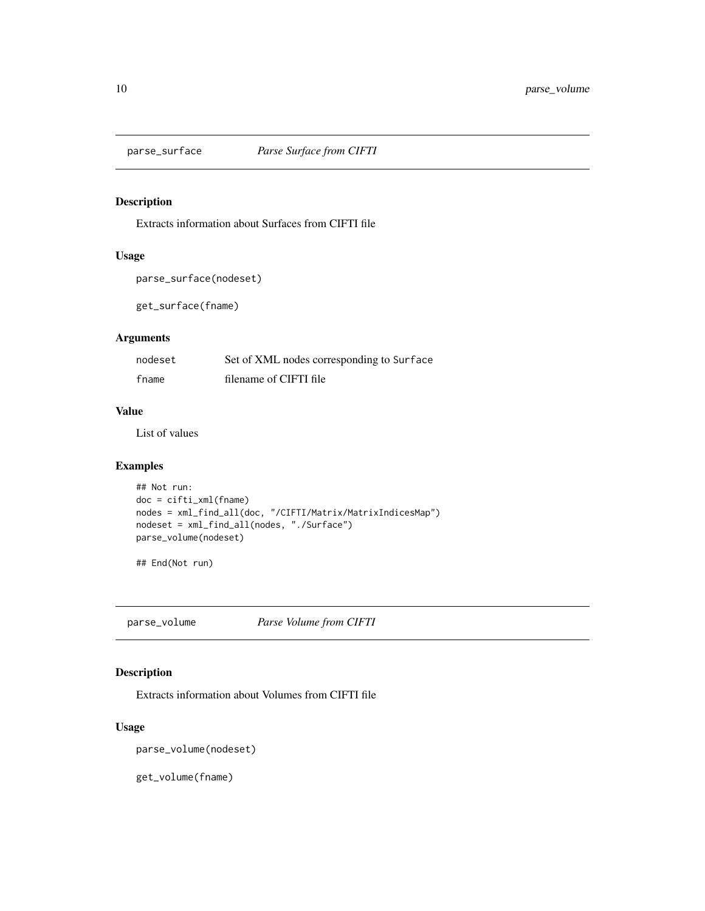## parse_surface *Parse Surface from CIFTI*

### Description

Extracts information about Surfaces from CIFTI file

### Usage

```
parse_surface(nodeset)

get_surface(fname)
```

### Arguments

| | |
|---|---|
| nodeset | Set of XML nodes corresponding to `Surface` |
| fname | filename of CIFTI file |

### Value

List of values

### Examples

```
## Not run:
doc = cifti_xml(fname)
nodes = xml_find_all(doc, "/CIFTI/Matrix/MatrixIndicesMap")
nodeset = xml_find_all(nodes, "./Surface")
parse_volume(nodeset)

## End(Not run)
```

## parse_volume *Parse Volume from CIFTI*

### Description

Extracts information about Volumes from CIFTI file

### Usage

```
parse_volume(nodeset)

get_volume(fname)
```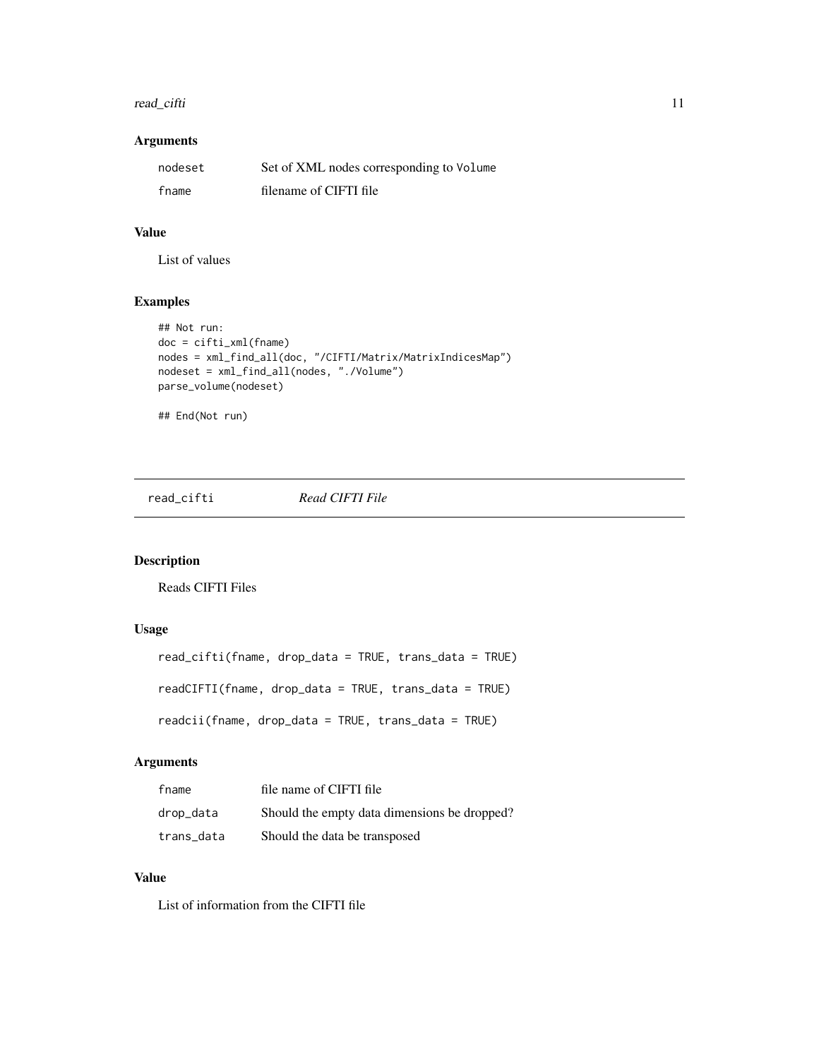## Arguments

| | |
|---|---|
| nodeset | Set of XML nodes corresponding to Volume |
| fname | filename of CIFTI file |

## Value

List of values

## Examples

```
## Not run:
doc = cifti_xml(fname)
nodes = xml_find_all(doc, "/CIFTI/Matrix/MatrixIndicesMap")
nodeset = xml_find_all(nodes, "./Volume")
parse_volume(nodeset)

## End(Not run)
```

---

# read_cifti *Read CIFTI File*

## Description

Reads CIFTI Files

## Usage

```
read_cifti(fname, drop_data = TRUE, trans_data = TRUE)

readCIFTI(fname, drop_data = TRUE, trans_data = TRUE)

readcii(fname, drop_data = TRUE, trans_data = TRUE)
```

## Arguments

| | |
|---|---|
| fname | file name of CIFTI file |
| drop_data | Should the empty data dimensions be dropped? |
| trans_data | Should the data be transposed |

## Value

List of information from the CIFTI file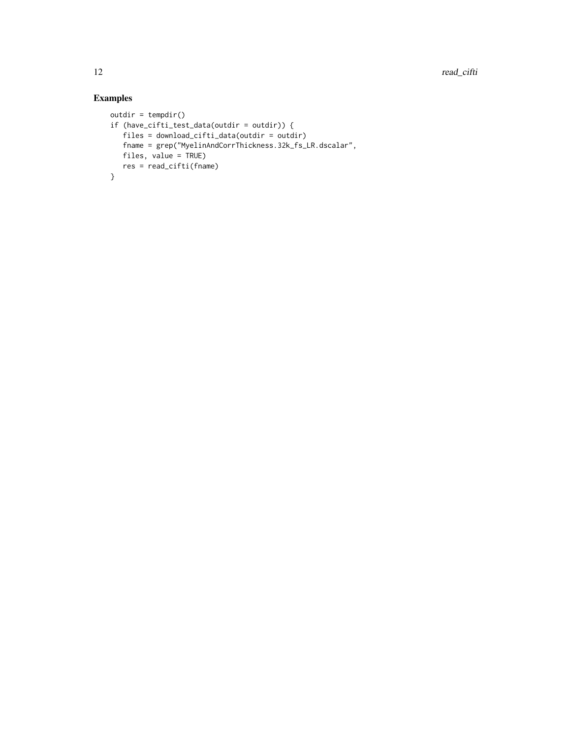## Examples

```
outdir = tempdir()
if (have_cifti_test_data(outdir = outdir)) {
   files = download_cifti_data(outdir = outdir)
   fname = grep("MyelinAndCorrThickness.32k_fs_LR.dscalar",
   files, value = TRUE)
   res = read_cifti(fname)
}
```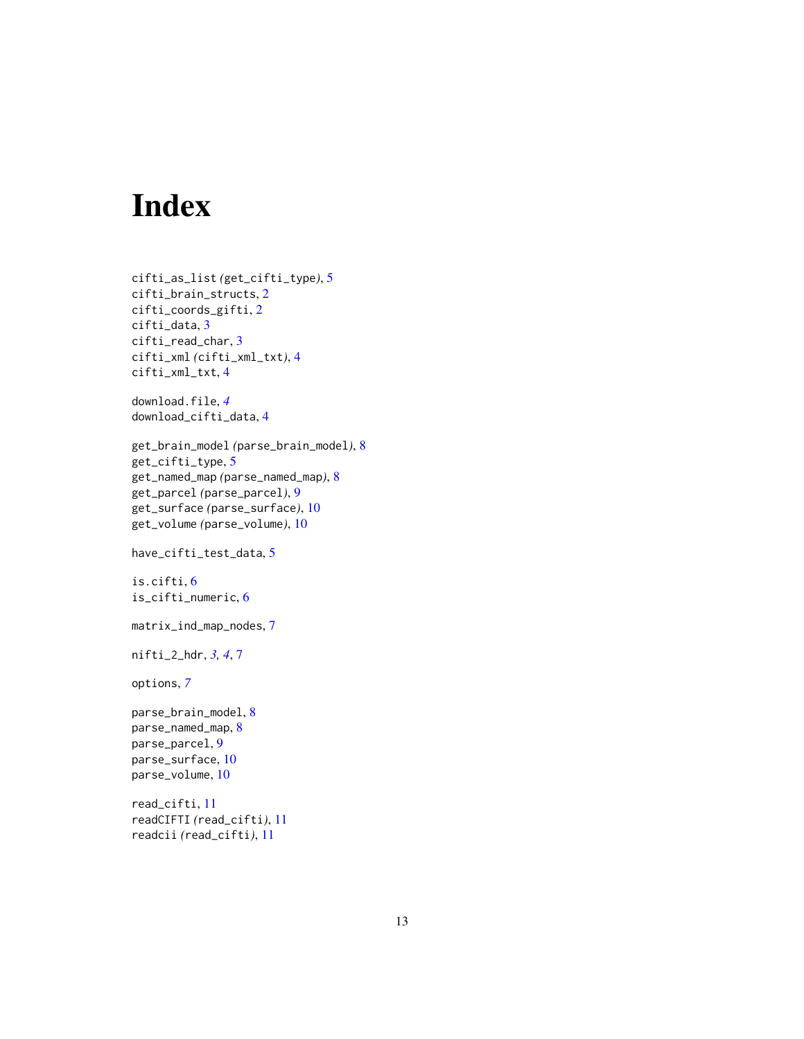# Index

cifti_as_list (get_cifti_type), 5
cifti_brain_structs, 2
cifti_coords_gifti, 2
cifti_data, 3
cifti_read_char, 3
cifti_xml (cifti_xml_txt), 4
cifti_xml_txt, 4

download.file, *4*
download_cifti_data, 4

get_brain_model (parse_brain_model), 8
get_cifti_type, 5
get_named_map (parse_named_map), 8
get_parcel (parse_parcel), 9
get_surface (parse_surface), 10
get_volume (parse_volume), 10

have_cifti_test_data, 5

is.cifti, 6
is_cifti_numeric, 6

matrix_ind_map_nodes, 7

nifti_2_hdr, *3*, *4*, 7

options, *7*

parse_brain_model, 8
parse_named_map, 8
parse_parcel, 9
parse_surface, 10
parse_volume, 10

read_cifti, 11
readCIFTI (read_cifti), 11
readcii (read_cifti), 11